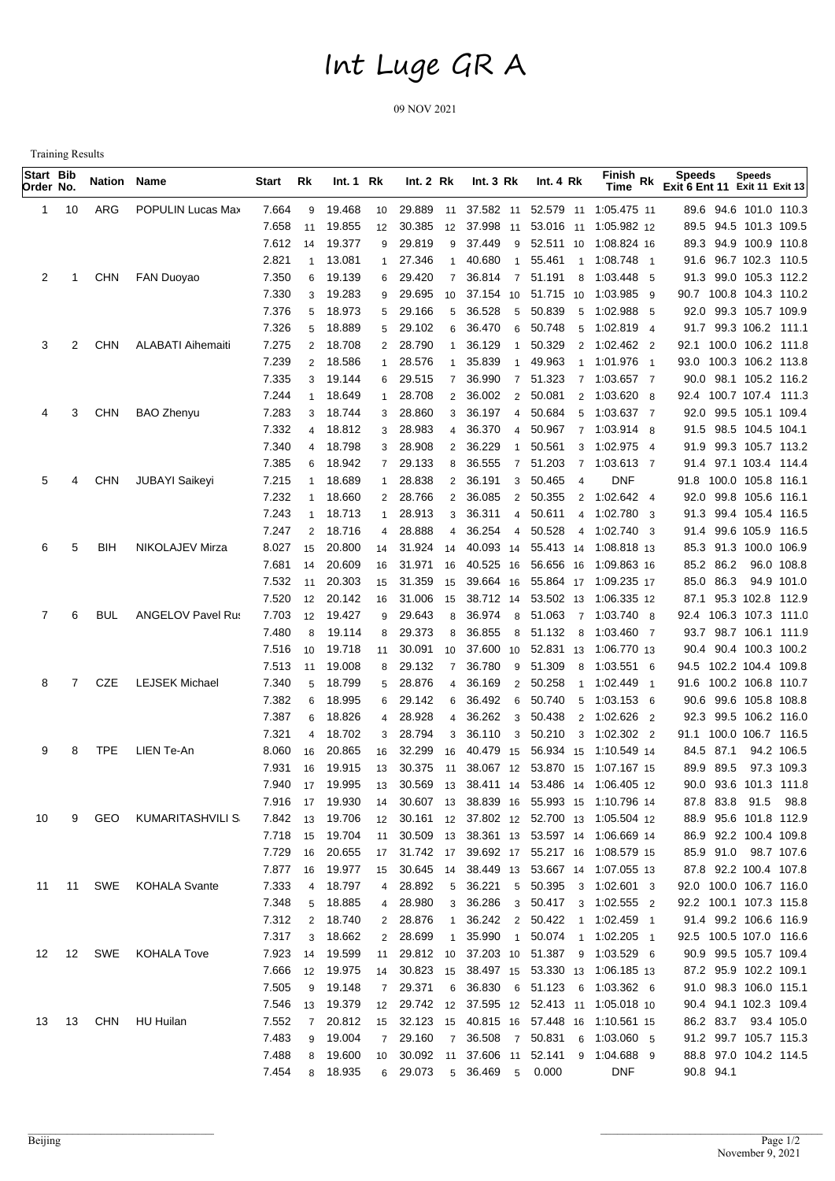# Int Luge GR A

09 NOV 2021

Training Results

| Start Order | Bib No. | Nation | Name | Start | Rk | Int. 1 | Rk | Int. 2 | Rk | Int. 3 | Rk | Int. 4 | Rk | Finish Time | Rk | Speeds Exit 6 | Speeds Ent 11 | Speeds Exit 11 | Speeds Exit 13 |
|---|---|---|---|---|---|---|---|---|---|---|---|---|---|---|---|---|---|---|---|
| 1 | 10 | ARG | POPULIN Lucas Max | 7.664 | 9 | 19.468 | 10 | 29.889 | 11 | 37.582 | 11 | 52.579 | 11 | 1:05.475 | 11 | 89.6 | 94.6 | 101.0 | 110.3 |
| | | | | 7.658 | 11 | 19.855 | 12 | 30.385 | 12 | 37.998 | 11 | 53.016 | 11 | 1:05.982 | 12 | 89.5 | 94.5 | 101.3 | 109.5 |
| | | | | 7.612 | 14 | 19.377 | 9 | 29.819 | 9 | 37.449 | 9 | 52.511 | 10 | 1:08.824 | 16 | 89.3 | 94.9 | 100.9 | 110.8 |
| | | | | 2.821 | 1 | 13.081 | 1 | 27.346 | 1 | 40.680 | 1 | 55.461 | 1 | 1:08.748 | 1 | 91.6 | 96.7 | 102.3 | 110.5 |
| 2 | 1 | CHN | FAN Duoyao | 7.350 | 6 | 19.139 | 6 | 29.420 | 7 | 36.814 | 7 | 51.191 | 8 | 1:03.448 | 5 | 91.3 | 99.0 | 105.3 | 112.2 |
| | | | | 7.330 | 3 | 19.283 | 9 | 29.695 | 10 | 37.154 | 10 | 51.715 | 10 | 1:03.985 | 9 | 90.7 | 100.8 | 104.3 | 110.2 |
| | | | | 7.376 | 5 | 18.973 | 5 | 29.166 | 5 | 36.528 | 5 | 50.839 | 5 | 1:02.988 | 5 | 92.0 | 99.3 | 105.7 | 109.9 |
| | | | | 7.326 | 5 | 18.889 | 5 | 29.102 | 6 | 36.470 | 6 | 50.748 | 5 | 1:02.819 | 4 | 91.7 | 99.3 | 106.2 | 111.1 |
| 3 | 2 | CHN | ALABATI Aihemaiti | 7.275 | 2 | 18.708 | 2 | 28.790 | 1 | 36.129 | 1 | 50.329 | 2 | 1:02.462 | 2 | 92.1 | 100.0 | 106.2 | 111.8 |
| | | | | 7.239 | 2 | 18.586 | 1 | 28.576 | 1 | 35.839 | 1 | 49.963 | 1 | 1:01.976 | 1 | 93.0 | 100.3 | 106.2 | 113.8 |
| | | | | 7.335 | 3 | 19.144 | 6 | 29.515 | 7 | 36.990 | 7 | 51.323 | 7 | 1:03.657 | 7 | 90.0 | 98.1 | 105.2 | 116.2 |
| | | | | 7.244 | 1 | 18.649 | 1 | 28.708 | 2 | 36.002 | 2 | 50.081 | 2 | 1:03.620 | 8 | 92.4 | 100.7 | 107.4 | 111.3 |
| 4 | 3 | CHN | BAO Zhenyu | 7.283 | 3 | 18.744 | 3 | 28.860 | 3 | 36.197 | 4 | 50.684 | 5 | 1:03.637 | 7 | 92.0 | 99.5 | 105.1 | 109.4 |
| | | | | 7.332 | 4 | 18.812 | 3 | 28.983 | 4 | 36.370 | 4 | 50.967 | 7 | 1:03.914 | 8 | 91.5 | 98.5 | 104.5 | 104.1 |
| | | | | 7.340 | 4 | 18.798 | 3 | 28.908 | 2 | 36.229 | 1 | 50.561 | 3 | 1:02.975 | 4 | 91.9 | 99.3 | 105.7 | 113.2 |
| | | | | 7.385 | 6 | 18.942 | 7 | 29.133 | 8 | 36.555 | 7 | 51.203 | 7 | 1:03.613 | 7 | 91.4 | 97.1 | 103.4 | 114.4 |
| 5 | 4 | CHN | JUBAYI Saikeyi | 7.215 | 1 | 18.689 | 1 | 28.838 | 2 | 36.191 | 3 | 50.465 | 4 | DNF | | 91.8 | 100.0 | 105.8 | 116.1 |
| | | | | 7.232 | 1 | 18.660 | 2 | 28.766 | 2 | 36.085 | 2 | 50.355 | 2 | 1:02.642 | 4 | 92.0 | 99.8 | 105.6 | 116.1 |
| | | | | 7.243 | 1 | 18.713 | 1 | 28.913 | 3 | 36.311 | 4 | 50.611 | 4 | 1:02.780 | 3 | 91.3 | 99.4 | 105.4 | 116.5 |
| | | | | 7.247 | 2 | 18.716 | 4 | 28.888 | 4 | 36.254 | 4 | 50.528 | 4 | 1:02.740 | 3 | 91.4 | 99.6 | 105.9 | 116.5 |
| 6 | 5 | BIH | NIKOLAJEV Mirza | 8.027 | 15 | 20.800 | 14 | 31.924 | 14 | 40.093 | 14 | 55.413 | 14 | 1:08.818 | 13 | 85.3 | 91.3 | 100.0 | 106.9 |
| | | | | 7.681 | 14 | 20.609 | 16 | 31.971 | 16 | 40.525 | 16 | 56.656 | 16 | 1:09.863 | 16 | 85.2 | 86.2 | 96.0 | 108.8 |
| | | | | 7.532 | 11 | 20.303 | 15 | 31.359 | 15 | 39.664 | 16 | 55.864 | 17 | 1:09.235 | 17 | 85.0 | 86.3 | 94.9 | 101.0 |
| | | | | 7.520 | 12 | 20.142 | 16 | 31.006 | 15 | 38.712 | 14 | 53.502 | 13 | 1:06.335 | 12 | 87.1 | 95.3 | 102.8 | 112.9 |
| 7 | 6 | BUL | ANGELOV Pavel Rus | 7.703 | 12 | 19.427 | 9 | 29.643 | 8 | 36.974 | 8 | 51.063 | 7 | 1:03.740 | 8 | 92.4 | 106.3 | 107.3 | 111.0 |
| | | | | 7.480 | 8 | 19.114 | 8 | 29.373 | 8 | 36.855 | 8 | 51.132 | 8 | 1:03.460 | 7 | 93.7 | 98.7 | 106.1 | 111.9 |
| | | | | 7.516 | 10 | 19.718 | 11 | 30.091 | 10 | 37.600 | 10 | 52.831 | 13 | 1:06.770 | 13 | 90.4 | 90.4 | 100.3 | 100.2 |
| | | | | 7.513 | 11 | 19.008 | 8 | 29.132 | 7 | 36.780 | 9 | 51.309 | 8 | 1:03.551 | 6 | 94.5 | 102.2 | 104.4 | 109.8 |
| 8 | 7 | CZE | LEJSEK Michael | 7.340 | 5 | 18.799 | 5 | 28.876 | 4 | 36.169 | 2 | 50.258 | 1 | 1:02.449 | 1 | 91.6 | 100.2 | 106.8 | 110.7 |
| | | | | 7.382 | 6 | 18.995 | 6 | 29.142 | 6 | 36.492 | 6 | 50.740 | 5 | 1:03.153 | 6 | 90.6 | 99.6 | 105.8 | 108.8 |
| | | | | 7.387 | 6 | 18.826 | 4 | 28.928 | 4 | 36.262 | 3 | 50.438 | 2 | 1:02.626 | 2 | 92.3 | 99.5 | 106.2 | 116.0 |
| | | | | 7.321 | 4 | 18.702 | 3 | 28.794 | 3 | 36.110 | 3 | 50.210 | 3 | 1:02.302 | 2 | 91.1 | 100.0 | 106.7 | 116.5 |
| 9 | 8 | TPE | LIEN Te-An | 8.060 | 16 | 20.865 | 16 | 32.299 | 16 | 40.479 | 15 | 56.934 | 15 | 1:10.549 | 14 | 84.5 | 87.1 | 94.2 | 106.5 |
| | | | | 7.931 | 16 | 19.915 | 13 | 30.375 | 11 | 38.067 | 12 | 53.870 | 15 | 1:07.167 | 15 | 89.9 | 89.5 | 97.3 | 109.3 |
| | | | | 7.940 | 17 | 19.995 | 13 | 30.569 | 13 | 38.411 | 14 | 53.486 | 14 | 1:06.405 | 12 | 90.0 | 93.6 | 101.3 | 111.8 |
| | | | | 7.916 | 17 | 19.930 | 14 | 30.607 | 13 | 38.839 | 16 | 55.993 | 15 | 1:10.796 | 14 | 87.8 | 83.8 | 91.5 | 98.8 |
| 10 | 9 | GEO | KUMARITASHVILI S. | 7.842 | 13 | 19.706 | 12 | 30.161 | 12 | 37.802 | 12 | 52.700 | 13 | 1:05.504 | 12 | 88.9 | 95.6 | 101.8 | 112.9 |
| | | | | 7.718 | 15 | 19.704 | 11 | 30.509 | 13 | 38.361 | 13 | 53.597 | 14 | 1:06.669 | 14 | 86.9 | 92.2 | 100.4 | 109.8 |
| | | | | 7.729 | 16 | 20.655 | 17 | 31.742 | 17 | 39.692 | 17 | 55.217 | 16 | 1:08.579 | 15 | 85.9 | 91.0 | 98.7 | 107.6 |
| | | | | 7.877 | 16 | 19.977 | 15 | 30.645 | 14 | 38.449 | 13 | 53.667 | 14 | 1:07.055 | 13 | 87.8 | 92.2 | 100.4 | 107.8 |
| 11 | 11 | SWE | KOHALA Svante | 7.333 | 4 | 18.797 | 4 | 28.892 | 5 | 36.221 | 5 | 50.395 | 3 | 1:02.601 | 3 | 92.0 | 100.0 | 106.7 | 116.0 |
| | | | | 7.348 | 5 | 18.885 | 4 | 28.980 | 3 | 36.286 | 3 | 50.417 | 3 | 1:02.555 | 2 | 92.2 | 100.1 | 107.3 | 115.8 |
| | | | | 7.312 | 2 | 18.740 | 2 | 28.876 | 1 | 36.242 | 2 | 50.422 | 1 | 1:02.459 | 1 | 91.4 | 99.2 | 106.6 | 116.9 |
| | | | | 7.317 | 3 | 18.662 | 2 | 28.699 | 1 | 35.990 | 1 | 50.074 | 1 | 1:02.205 | 1 | 92.5 | 100.5 | 107.0 | 116.6 |
| 12 | 12 | SWE | KOHALA Tove | 7.923 | 14 | 19.599 | 11 | 29.812 | 10 | 37.203 | 10 | 51.387 | 9 | 1:03.529 | 6 | 90.9 | 99.5 | 105.7 | 109.4 |
| | | | | 7.666 | 12 | 19.975 | 14 | 30.823 | 15 | 38.497 | 15 | 53.330 | 13 | 1:06.185 | 13 | 87.2 | 95.9 | 102.2 | 109.1 |
| | | | | 7.505 | 9 | 19.148 | 7 | 29.371 | 6 | 36.830 | 6 | 51.123 | 6 | 1:03.362 | 6 | 91.0 | 98.3 | 106.0 | 115.1 |
| | | | | 7.546 | 13 | 19.379 | 12 | 29.742 | 12 | 37.595 | 12 | 52.413 | 11 | 1:05.018 | 10 | 90.4 | 94.1 | 102.3 | 109.4 |
| 13 | 13 | CHN | HU Huilan | 7.552 | 7 | 20.812 | 15 | 32.123 | 15 | 40.815 | 16 | 57.448 | 16 | 1:10.561 | 15 | 86.2 | 83.7 | 93.4 | 105.0 |
| | | | | 7.483 | 9 | 19.004 | 7 | 29.160 | 7 | 36.508 | 7 | 50.831 | 6 | 1:03.060 | 5 | 91.2 | 99.7 | 105.7 | 115.3 |
| | | | | 7.488 | 8 | 19.600 | 10 | 30.092 | 11 | 37.606 | 11 | 52.141 | 9 | 1:04.688 | 9 | 88.8 | 97.0 | 104.2 | 114.5 |
| | | | | 7.454 | 8 | 18.935 | 6 | 29.073 | 5 | 36.469 | 5 | 0.000 | | DNF | | 90.8 | 94.1 | | |

Beijing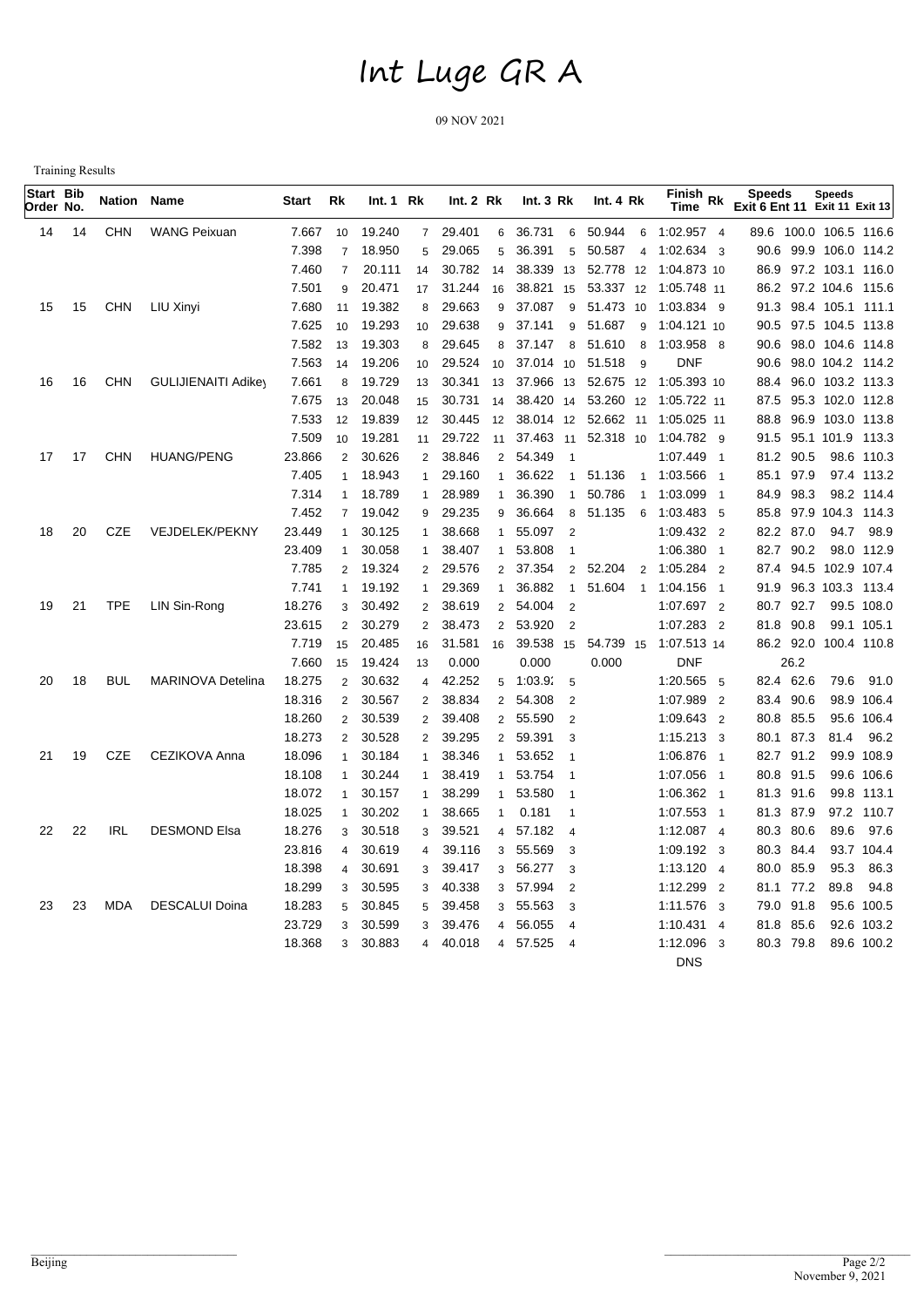# Int Luge GR A

09 NOV 2021

Training Results

| Start Order | Bib No. | Nation | Name | Start | Rk | Int. 1 | Rk | Int. 2 | Rk | Int. 3 | Rk | Int. 4 | Rk | Finish Time | Rk | Speeds Exit 6 | Speeds Ent 11 | Speeds Exit 11 | Speeds Exit 13 |
|---|---|---|---|---|---|---|---|---|---|---|---|---|---|---|---|---|---|---|---|
| 14 | 14 | CHN | WANG Peixuan | 7.667 | 10 | 19.240 | 7 | 29.401 | 6 | 36.731 | 6 | 50.944 | 6 | 1:02.957 | 4 | 89.6 | 100.0 | 106.5 | 116.6 |
| | | | | 7.398 | 7 | 18.950 | 5 | 29.065 | 5 | 36.391 | 5 | 50.587 | 4 | 1:02.634 | 3 | 90.6 | 99.9 | 106.0 | 114.2 |
| | | | | 7.460 | 7 | 20.111 | 14 | 30.782 | 14 | 38.339 | 13 | 52.778 | 12 | 1:04.873 | 10 | 86.9 | 97.2 | 103.1 | 116.0 |
| | | | | 7.501 | 9 | 20.471 | 17 | 31.244 | 16 | 38.821 | 15 | 53.337 | 12 | 1:05.748 | 11 | 86.2 | 97.2 | 104.6 | 115.6 |
| 15 | 15 | CHN | LIU Xinyi | 7.680 | 11 | 19.382 | 8 | 29.663 | 9 | 37.087 | 9 | 51.473 | 10 | 1:03.834 | 9 | 91.3 | 98.4 | 105.1 | 111.1 |
| | | | | 7.625 | 10 | 19.293 | 10 | 29.638 | 9 | 37.141 | 9 | 51.687 | 9 | 1:04.121 | 10 | 90.5 | 97.5 | 104.5 | 113.8 |
| | | | | 7.582 | 13 | 19.303 | 8 | 29.645 | 8 | 37.147 | 8 | 51.610 | 8 | 1:03.958 | 8 | 90.6 | 98.0 | 104.6 | 114.8 |
| | | | | 7.563 | 14 | 19.206 | 10 | 29.524 | 10 | 37.014 | 10 | 51.518 | 9 | DNF | | 90.6 | 98.0 | 104.2 | 114.2 |
| 16 | 16 | CHN | GULIJIENAITI Adikey | 7.661 | 8 | 19.729 | 13 | 30.341 | 13 | 37.966 | 13 | 52.675 | 12 | 1:05.393 | 10 | 88.4 | 96.0 | 103.2 | 113.3 |
| | | | | 7.675 | 13 | 20.048 | 15 | 30.731 | 14 | 38.420 | 14 | 53.260 | 12 | 1:05.722 | 11 | 87.5 | 95.3 | 102.0 | 112.8 |
| | | | | 7.533 | 12 | 19.839 | 12 | 30.445 | 12 | 38.014 | 12 | 52.662 | 11 | 1:05.025 | 11 | 88.8 | 96.9 | 103.0 | 113.8 |
| | | | | 7.509 | 10 | 19.281 | 11 | 29.722 | 11 | 37.463 | 11 | 52.318 | 10 | 1:04.782 | 9 | 91.5 | 95.1 | 101.9 | 113.3 |
| 17 | 17 | CHN | HUANG/PENG | 23.866 | 2 | 30.626 | 2 | 38.846 | 2 | 54.349 | 1 | | | 1:07.449 | 1 | 81.2 | 90.5 | 98.6 | 110.3 |
| | | | | 7.405 | 1 | 18.943 | 1 | 29.160 | 1 | 36.622 | 1 | 51.136 | 1 | 1:03.566 | 1 | 85.1 | 97.9 | 97.4 | 113.2 |
| | | | | 7.314 | 1 | 18.789 | 1 | 28.989 | 1 | 36.390 | 1 | 50.786 | 1 | 1:03.099 | 1 | 84.9 | 98.3 | 98.2 | 114.4 |
| | | | | 7.452 | 7 | 19.042 | 9 | 29.235 | 9 | 36.664 | 8 | 51.135 | 6 | 1:03.483 | 5 | 85.8 | 97.9 | 104.3 | 114.3 |
| 18 | 20 | CZE | VEJDELEK/PEKNY | 23.449 | 1 | 30.125 | 1 | 38.668 | 1 | 55.097 | 2 | | | 1:09.432 | 2 | 82.2 | 87.0 | 94.7 | 98.9 |
| | | | | 23.409 | 1 | 30.058 | 1 | 38.407 | 1 | 53.808 | 1 | | | 1:06.380 | 1 | 82.7 | 90.2 | 98.0 | 112.9 |
| | | | | 7.785 | 2 | 19.324 | 2 | 29.576 | 2 | 37.354 | 2 | 52.204 | 2 | 1:05.284 | 2 | 87.4 | 94.5 | 102.9 | 107.4 |
| | | | | 7.741 | 1 | 19.192 | 1 | 29.369 | 1 | 36.882 | 1 | 51.604 | 1 | 1:04.156 | 1 | 91.9 | 96.3 | 103.3 | 113.4 |
| 19 | 21 | TPE | LIN Sin-Rong | 18.276 | 3 | 30.492 | 2 | 38.619 | 2 | 54.004 | 2 | | | 1:07.697 | 2 | 80.7 | 92.7 | 99.5 | 108.0 |
| | | | | 23.615 | 2 | 30.279 | 2 | 38.473 | 2 | 53.920 | 2 | | | 1:07.283 | 2 | 81.8 | 90.8 | 99.1 | 105.1 |
| | | | | 7.719 | 15 | 20.485 | 16 | 31.581 | 16 | 39.538 | 15 | 54.739 | 15 | 1:07.513 | 14 | 86.2 | 92.0 | 100.4 | 110.8 |
| | | | | 7.660 | 15 | 19.424 | 13 | 0.000 | | 0.000 | | 0.000 | | DNF | | | 26.2 | | |
| 20 | 18 | BUL | MARINOVA Detelina | 18.275 | 2 | 30.632 | 4 | 42.252 | 5 | 1:03.9: | 5 | | | 1:20.565 | 5 | 82.4 | 62.6 | 79.6 | 91.0 |
| | | | | 18.316 | 2 | 30.567 | 2 | 38.834 | 2 | 54.308 | 2 | | | 1:07.989 | 2 | 83.4 | 90.6 | 98.9 | 106.4 |
| | | | | 18.260 | 2 | 30.539 | 2 | 39.408 | 2 | 55.590 | 2 | | | 1:09.643 | 2 | 80.8 | 85.5 | 95.6 | 106.4 |
| | | | | 18.273 | 2 | 30.528 | 2 | 39.295 | 2 | 59.391 | 3 | | | 1:15.213 | 3 | 80.1 | 87.3 | 81.4 | 96.2 |
| 21 | 19 | CZE | CEZIKOVA Anna | 18.096 | 1 | 30.184 | 1 | 38.346 | 1 | 53.652 | 1 | | | 1:06.876 | 1 | 82.7 | 91.2 | 99.9 | 108.9 |
| | | | | 18.108 | 1 | 30.244 | 1 | 38.419 | 1 | 53.754 | 1 | | | 1:07.056 | 1 | 80.8 | 91.5 | 99.6 | 106.6 |
| | | | | 18.072 | 1 | 30.157 | 1 | 38.299 | 1 | 53.580 | 1 | | | 1:06.362 | 1 | 81.3 | 91.6 | 99.8 | 113.1 |
| | | | | 18.025 | 1 | 30.202 | 1 | 38.665 | 1 | 0.181 | 1 | | | 1:07.553 | 1 | 81.3 | 87.9 | 97.2 | 110.7 |
| 22 | 22 | IRL | DESMOND Elsa | 18.276 | 3 | 30.518 | 3 | 39.521 | 4 | 57.182 | 4 | | | 1:12.087 | 4 | 80.3 | 80.6 | 89.6 | 97.6 |
| | | | | 23.816 | 4 | 30.619 | 4 | 39.116 | 3 | 55.569 | 3 | | | 1:09.192 | 3 | 80.3 | 84.4 | 93.7 | 104.4 |
| | | | | 18.398 | 4 | 30.691 | 3 | 39.417 | 3 | 56.277 | 3 | | | 1:13.120 | 4 | 80.0 | 85.9 | 95.3 | 86.3 |
| | | | | 18.299 | 3 | 30.595 | 3 | 40.338 | 3 | 57.994 | 2 | | | 1:12.299 | 2 | 81.1 | 77.2 | 89.8 | 94.8 |
| 23 | 23 | MDA | DESCALUI Doina | 18.283 | 5 | 30.845 | 5 | 39.458 | 3 | 55.563 | 3 | | | 1:11.576 | 3 | 79.0 | 91.8 | 95.6 | 100.5 |
| | | | | 23.729 | 3 | 30.599 | 3 | 39.476 | 4 | 56.055 | 4 | | | 1:10.431 | 4 | 81.8 | 85.6 | 92.6 | 103.2 |
| | | | | 18.368 | 3 | 30.883 | 4 | 40.018 | 4 | 57.525 | 4 | | | 1:12.096 | 3 | 80.3 | 79.8 | 89.6 | 100.2 |
| | | | | | | | | | | | | | | DNS | | | | | |

Beijing